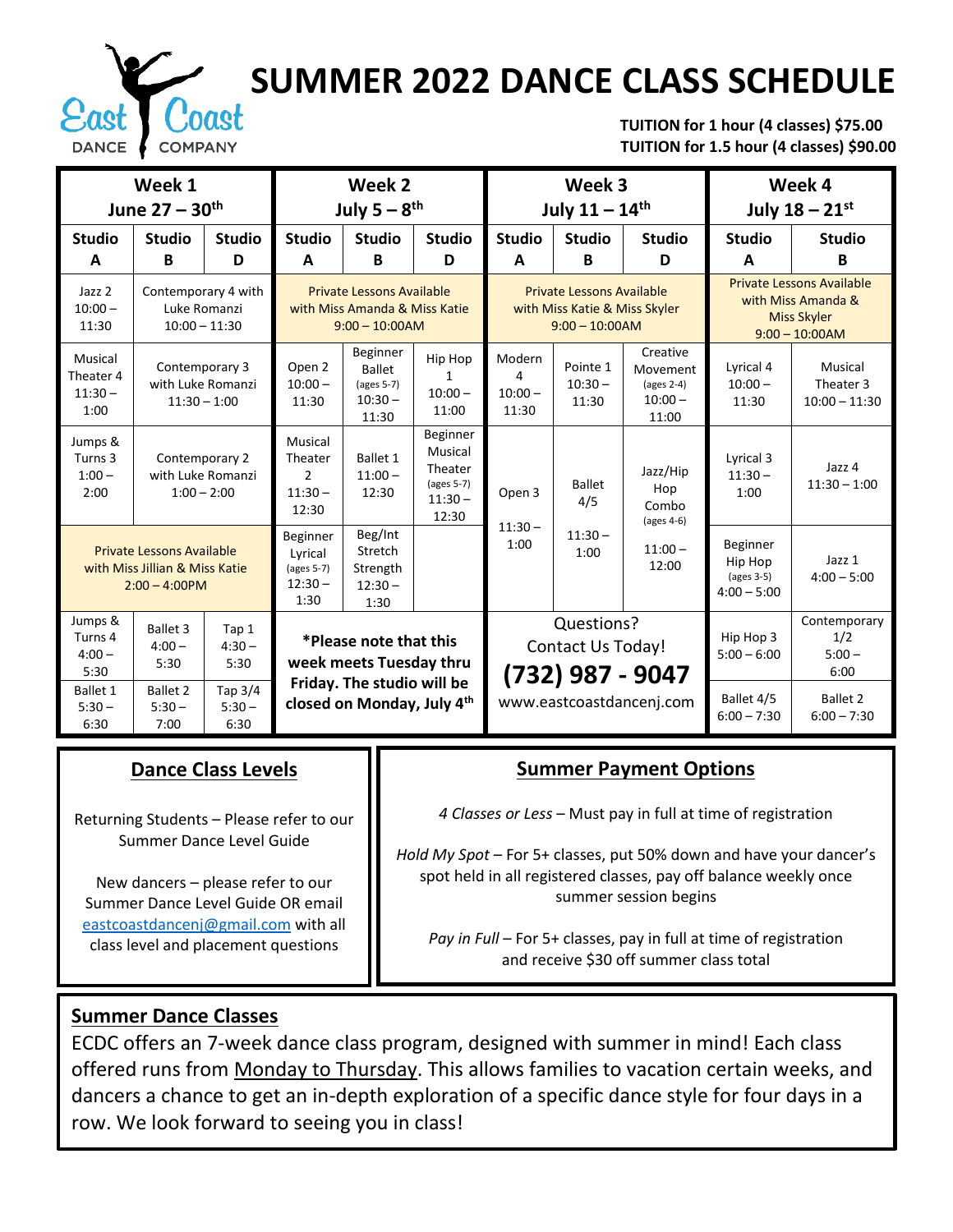East Coast DANCE COMPANY

# SUMMER 2022 DANCE CLASS SCHEDULE

**TUITION for 1 hour (4 classes) $75.00**
**TUITION for 1.5 hour (4 classes) $90.00**

| Week 1 June 27 – 30th | | | Week 2 July 5 – 8th | | | Week 3 July 11 – 14th | | | Week 4 July 18 – 21st | |
|---|---|---|---|---|---|---|---|---|---|---|
| **Studio A** | **Studio B** | **Studio D** | **Studio A** | **Studio B** | **Studio D** | **Studio A** | **Studio B** | **Studio D** | **Studio A** | **Studio B** |
| Jazz 2 10:00 – 11:30 | Contemporary 4 with Luke Romanzi 10:00 – 11:30 | | Private Lessons Available with Miss Amanda & Miss Katie 9:00 – 10:00AM | | | Private Lessons Available with Miss Katie & Miss Skyler 9:00 – 10:00AM | | | Private Lessons Available with Miss Amanda & Miss Skyler 9:00 – 10:00AM | |
| Musical Theater 4 11:30 – 1:00 | Contemporary 3 with Luke Romanzi 11:30 – 1:00 | | Open 2 10:00 – 11:30 | Beginner Ballet (ages 5-7) 10:30 – 11:30 | Hip Hop 1 10:00 – 11:00 | Modern 4 10:00 – 11:30 | Pointe 1 10:30 – 11:30 | Creative Movement (ages 2-4) 10:00 – 11:00 | Lyrical 4 10:00 – 11:30 | Musical Theater 3 10:00 – 11:30 |
| Jumps & Turns 3 1:00 – 2:00 | Contemporary 2 with Luke Romanzi 1:00 – 2:00 | | Musical Theater 2 11:30 – 12:30 | Ballet 1 11:00 – 12:30 | Beginner Musical Theater (ages 5-7) 11:30 – 12:30 | Open 3 11:30 – 1:00 | Ballet 4/5 11:30 – 1:00 | Jazz/Hip Hop Combo (ages 4-6) 11:00 – 12:00 | Lyrical 3 11:30 – 1:00 | Jazz 4 11:30 – 1:00 |
| Private Lessons Available with Miss Jillian & Miss Katie 2:00 – 4:00PM | | | Beginner Lyrical (ages 5-7) 12:30 – 1:30 | Beg/Int Stretch Strength 12:30 – 1:30 | | | | | Beginner Hip Hop (ages 3-5) 4:00 – 5:00 | Jazz 1 4:00 – 5:00 |
| Jumps & Turns 4 4:00 – 5:30 | Ballet 3 4:00 – 5:30 | Tap 1 4:30 – 5:30 | *Please note that this week meets Tuesday thru Friday. The studio will be closed on Monday, July 4th | | | Questions? Contact Us Today! **(732) 987 - 9047** www.eastcoastdancenj.com | | | Hip Hop 3 5:00 – 6:00 | Contemporary 1/2 5:00 – 6:00 |
| Ballet 1 5:30 – 6:30 | Ballet 2 5:30 – 7:00 | Tap 3/4 5:30 – 6:30 | | | | | | | Ballet 4/5 6:00 – 7:30 | Ballet 2 6:00 – 7:30 |

## Dance Class Levels

Returning Students – Please refer to our Summer Dance Level Guide

New dancers – please refer to our Summer Dance Level Guide OR email eastcoastdancenj@gmail.com with all class level and placement questions

## Summer Payment Options

*4 Classes or Less* – Must pay in full at time of registration

*Hold My Spot* – For 5+ classes, put 50% down and have your dancer's spot held in all registered classes, pay off balance weekly once summer session begins

*Pay in Full* – For 5+ classes, pay in full at time of registration and receive $30 off summer class total

## Summer Dance Classes

ECDC offers an 7-week dance class program, designed with summer in mind! Each class offered runs from Monday to Thursday. This allows families to vacation certain weeks, and dancers a chance to get an in-depth exploration of a specific dance style for four days in a row. We look forward to seeing you in class!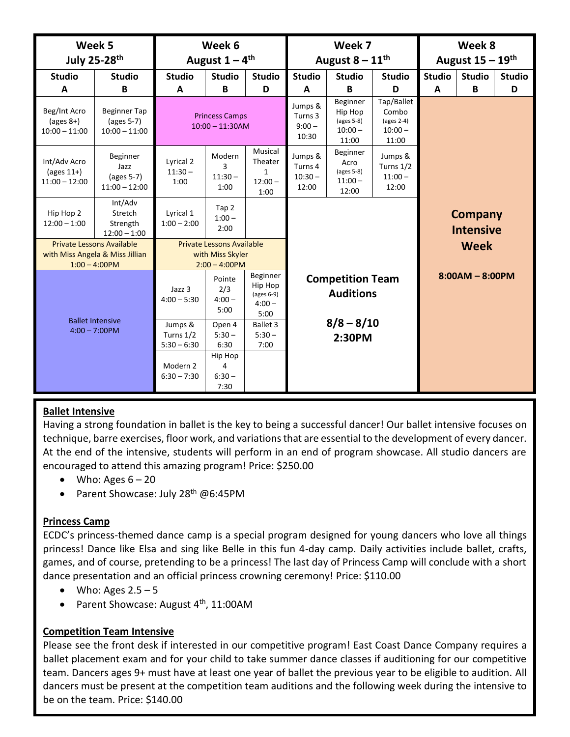| Week 5 July 25-28th | | Week 6 August 1 – 4th | | | Week 7 August 8 – 11th | | | Week 8 August 15 – 19th | | |
|---|---|---|---|---|---|---|---|---|---|---|
| Studio A | Studio B | Studio A | Studio B | Studio D | Studio A | Studio B | Studio D | Studio A | Studio B | Studio D |
| Beg/Int Acro (ages 8+) 10:00 – 11:00 | Beginner Tap (ages 5-7) 10:00 – 11:00 | Princess Camps 10:00 – 11:30AM | | | Jumps & Turns 3 9:00 – 10:30 | Beginner Hip Hop (ages 5-8) 10:00 – 11:00 | Tap/Ballet Combo (ages 2-4) 10:00 – 11:00 | Company Intensive Week 8:00AM – 8:00PM | | |
| Int/Adv Acro (ages 11+) 11:00 – 12:00 | Beginner Jazz (ages 5-7) 11:00 – 12:00 | Lyrical 2 11:30 – 1:00 | Modern 3 11:30 – 1:00 | Musical Theater 1 12:00 – 1:00 | Jumps & Turns 4 10:30 – 12:00 | Beginner Acro (ages 5-8) 11:00 – 12:00 | Jumps & Turns 1/2 11:00 – 12:00 | | | |
| Hip Hop 2 12:00 – 1:00 | Int/Adv Stretch Strength 12:00 – 1:00 | Lyrical 1 1:00 – 2:00 | Tap 2 1:00 – 2:00 | | Competition Team Auditions 8/8 – 8/10 2:30PM | | | | | |
| Private Lessons Available with Miss Angela & Miss Jillian 1:00 – 4:00PM | | Private Lessons Available with Miss Skyler 2:00 – 4:00PM | | | | | | | | |
| Ballet Intensive 4:00 – 7:00PM | | Jazz 3 4:00 – 5:30 | Pointe 2/3 4:00 – 5:00 | Beginner Hip Hop (ages 6-9) 4:00 – 5:00 | | | | | | |
| | | Jumps & Turns 1/2 5:30 – 6:30 | Open 4 5:30 – 6:30 | Ballet 3 5:30 – 7:00 | | | | | | |
| | | Modern 2 6:30 – 7:30 | Hip Hop 4 6:30 – 7:30 | | | | | | | |

**Ballet Intensive**

Having a strong foundation in ballet is the key to being a successful dancer! Our ballet intensive focuses on technique, barre exercises, floor work, and variations that are essential to the development of every dancer. At the end of the intensive, students will perform in an end of program showcase. All studio dancers are encouraged to attend this amazing program! Price: $250.00

- Who: Ages 6 – 20
- Parent Showcase: July 28th @6:45PM

**Princess Camp**

ECDC's princess-themed dance camp is a special program designed for young dancers who love all things princess! Dance like Elsa and sing like Belle in this fun 4-day camp. Daily activities include ballet, crafts, games, and of course, pretending to be a princess! The last day of Princess Camp will conclude with a short dance presentation and an official princess crowning ceremony! Price: $110.00

- Who: Ages 2.5 – 5
- Parent Showcase: August 4th, 11:00AM

**Competition Team Intensive**

Please see the front desk if interested in our competitive program! East Coast Dance Company requires a ballet placement exam and for your child to take summer dance classes if auditioning for our competitive team. Dancers ages 9+ must have at least one year of ballet the previous year to be eligible to audition. All dancers must be present at the competition team auditions and the following week during the intensive to be on the team. Price: $140.00